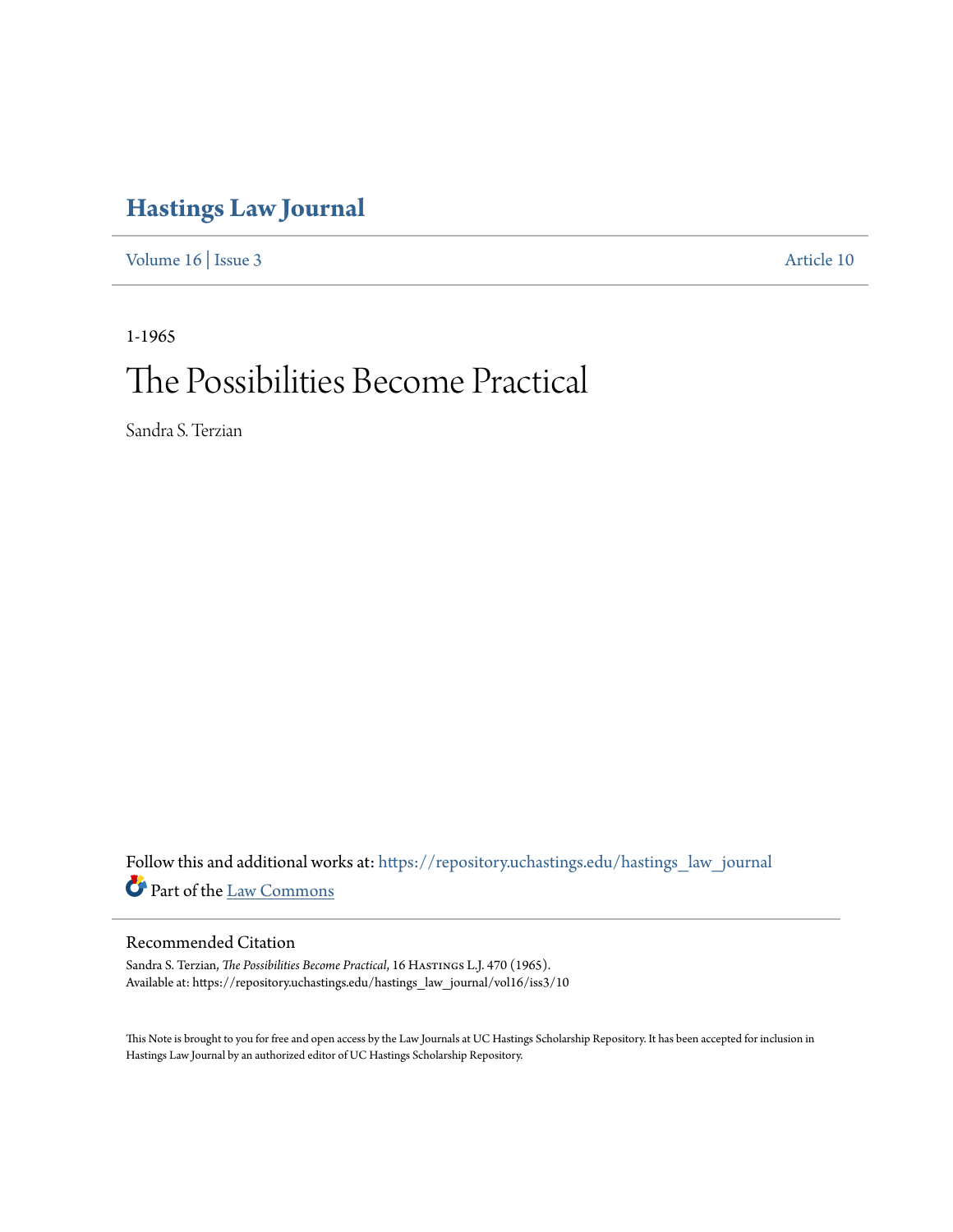# Hastings Law Journal

Volume 16 | Issue 3 Article 10

1-1965

# The Possibilities Become Practical

Sandra S. Terzian

Follow this and additional works at: https://repository.uchastings.edu/hastings_law_journal

Part of the Law Commons

## Recommended Citation

Sandra S. Terzian, *The Possibilities Become Practical*, 16 Hastings L.J. 470 (1965).
Available at: https://repository.uchastings.edu/hastings_law_journal/vol16/iss3/10

This Note is brought to you for free and open access by the Law Journals at UC Hastings Scholarship Repository. It has been accepted for inclusion in Hastings Law Journal by an authorized editor of UC Hastings Scholarship Repository.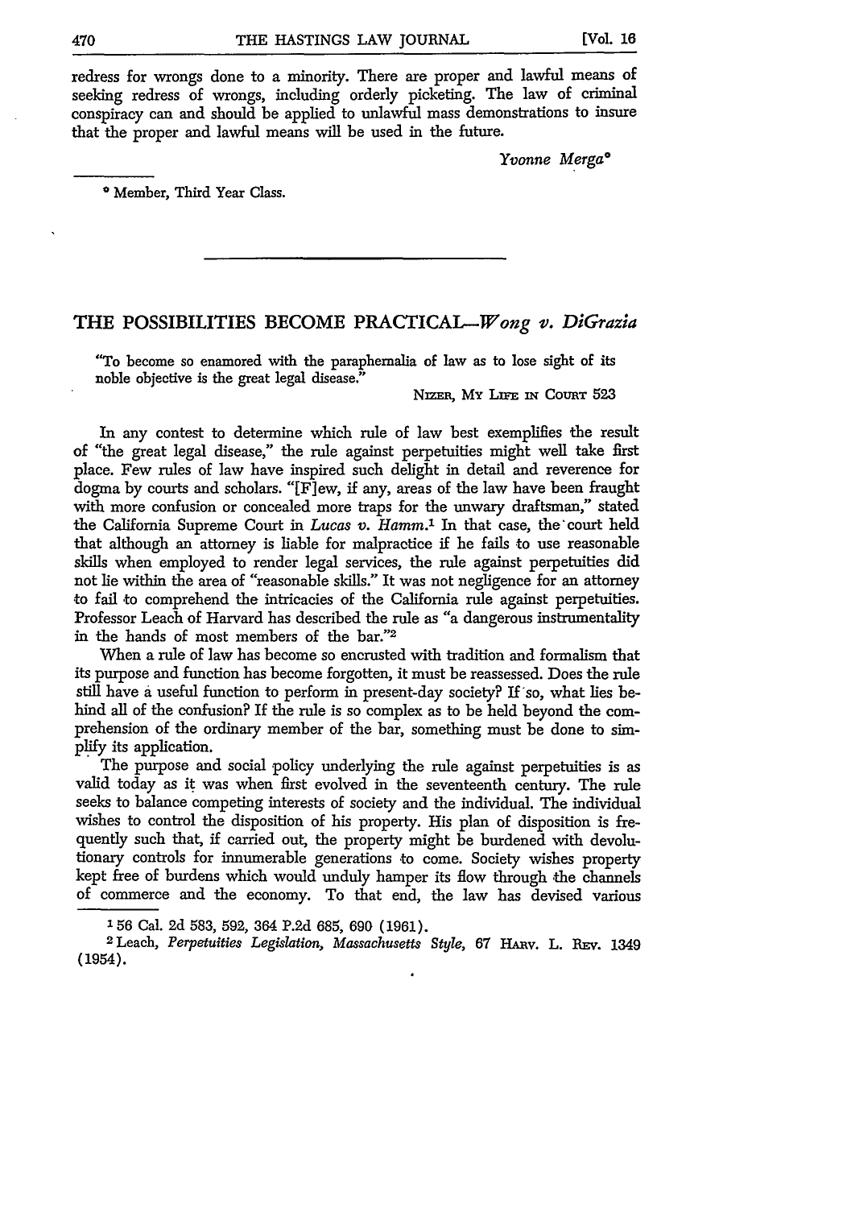redress for wrongs done to a minority. There are proper and lawful means of seeking redress of wrongs, including orderly picketing. The law of criminal conspiracy can and should be applied to unlawful mass demonstrations to insure that the proper and lawful means will be used in the future.

*Yvonne Merga\**

\* Member, Third Year Class.

---

## THE POSSIBILITIES BECOME PRACTICAL—*Wong v. DiGrazia*

> "To become so enamored with the paraphernalia of law as to lose sight of its noble objective is the great legal disease."
>
> NIZER, MY LIFE IN COURT 523

In any contest to determine which rule of law best exemplifies the result of "the great legal disease," the rule against perpetuities might well take first place. Few rules of law have inspired such delight in detail and reverence for dogma by courts and scholars. "[F]ew, if any, areas of the law have been fraught with more confusion or concealed more traps for the unwary draftsman," stated the California Supreme Court in *Lucas v. Hamm*.[1] In that case, the court held that although an attorney is liable for malpractice if he fails to use reasonable skills when employed to render legal services, the rule against perpetuities did not lie within the area of "reasonable skills." It was not negligence for an attorney to fail to comprehend the intricacies of the California rule against perpetuities. Professor Leach of Harvard has described the rule as "a dangerous instrumentality in the hands of most members of the bar."[2]

When a rule of law has become so encrusted with tradition and formalism that its purpose and function has become forgotten, it must be reassessed. Does the rule still have a useful function to perform in present-day society? If so, what lies behind all of the confusion? If the rule is so complex as to be held beyond the comprehension of the ordinary member of the bar, something must be done to simplify its application.

The purpose and social policy underlying the rule against perpetuities is as valid today as it was when first evolved in the seventeenth century. The rule seeks to balance competing interests of society and the individual. The individual wishes to control the disposition of his property. His plan of disposition is frequently such that, if carried out, the property might be burdened with devolutionary controls for innumerable generations to come. Society wishes property kept free of burdens which would unduly hamper its flow through the channels of commerce and the economy. To that end, the law has devised various

---

1 56 Cal. 2d 583, 592, 364 P.2d 685, 690 (1961).

2 Leach, *Perpetuities Legislation, Massachusetts Style*, 67 HARV. L. REV. 1349 (1954).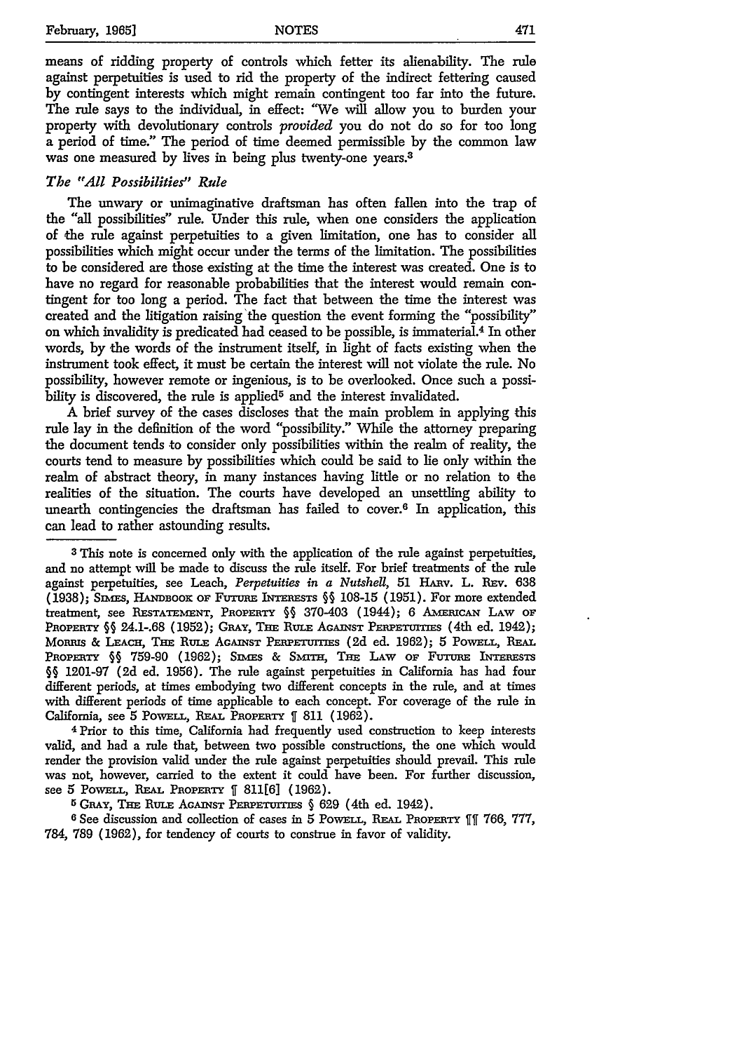means of ridding property of controls which fetter its alienability. The rule against perpetuities is used to rid the property of the indirect fettering caused by contingent interests which might remain contingent too far into the future. The rule says to the individual, in effect: "We will allow you to burden your property with devolutionary controls *provided* you do not do so for too long a period of time." The period of time deemed permissible by the common law was one measured by lives in being plus twenty-one years.[3]

### *The "All Possibilities" Rule*

The unwary or unimaginative draftsman has often fallen into the trap of the "all possibilities" rule. Under this rule, when one considers the application of the rule against perpetuities to a given limitation, one has to consider all possibilities which might occur under the terms of the limitation. The possibilities to be considered are those existing at the time the interest was created. One is to have no regard for reasonable probabilities that the interest would remain contingent for too long a period. The fact that between the time the interest was created and the litigation raising the question the event forming the "possibility" on which invalidity is predicated had ceased to be possible, is immaterial.[4] In other words, by the words of the instrument itself, in light of facts existing when the instrument took effect, it must be certain the interest will not violate the rule. No possibility, however remote or ingenious, is to be overlooked. Once such a possibility is discovered, the rule is applied[5] and the interest invalidated.

A brief survey of the cases discloses that the main problem in applying this rule lay in the definition of the word "possibility." While the attorney preparing the document tends to consider only possibilities within the realm of reality, the courts tend to measure by possibilities which could be said to lie only within the realm of abstract theory, in many instances having little or no relation to the realities of the situation. The courts have developed an unsettling ability to unearth contingencies the draftsman has failed to cover.[6] In application, this can lead to rather astounding results.

---

[3] This note is concerned only with the application of the rule against perpetuities, and no attempt will be made to discuss the rule itself. For brief treatments of the rule against perpetuities, see Leach, *Perpetuities in a Nutshell*, 51 HARV. L. REV. 638 (1938); SIMES, HANDBOOK OF FUTURE INTERESTS §§ 108-15 (1951). For more extended treatment, see RESTATEMENT, PROPERTY §§ 370-403 (1944); 6 AMERICAN LAW OF PROPERTY §§ 24.1-.68 (1952); GRAY, THE RULE AGAINST PERPETUITIES (4th ed. 1942); MORRIS & LEACH, THE RULE AGAINST PERPETUITIES (2d ed. 1962); 5 POWELL, REAL PROPERTY §§ 759-90 (1962); SIMES & SMITH, THE LAW OF FUTURE INTERESTS §§ 1201-97 (2d ed. 1956). The rule against perpetuities in California has had four different periods, at times embodying two different concepts in the rule, and at times with different periods of time applicable to each concept. For coverage of the rule in California, see 5 POWELL, REAL PROPERTY ¶ 811 (1962).

[4] Prior to this time, California had frequently used construction to keep interests valid, and had a rule that, between two possible constructions, the one which would render the provision valid under the rule against perpetuities should prevail. This rule was not, however, carried to the extent it could have been. For further discussion, see 5 POWELL, REAL PROPERTY ¶ 811[6] (1962).

[5] GRAY, THE RULE AGAINST PERPETUITIES § 629 (4th ed. 1942).

[6] See discussion and collection of cases in 5 POWELL, REAL PROPERTY ¶¶ 766, 777, 784, 789 (1962), for tendency of courts to construe in favor of validity.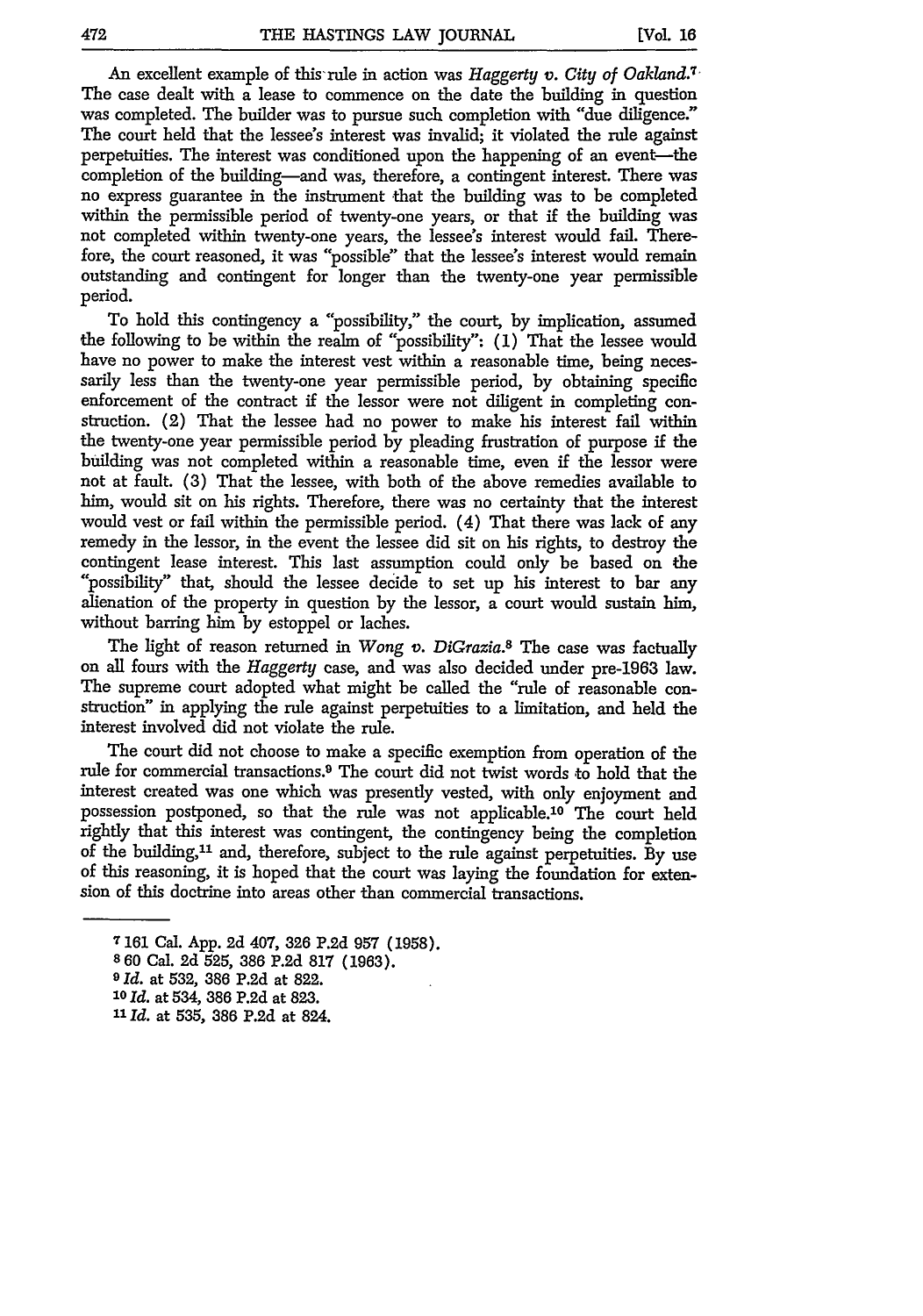An excellent example of this rule in action was *Haggerty v. City of Oakland.*[7] The case dealt with a lease to commence on the date the building in question was completed. The builder was to pursue such completion with "due diligence." The court held that the lessee's interest was invalid; it violated the rule against perpetuities. The interest was conditioned upon the happening of an event—the completion of the building—and was, therefore, a contingent interest. There was no express guarantee in the instrument that the building was to be completed within the permissible period of twenty-one years, or that if the building was not completed within twenty-one years, the lessee's interest would fail. Therefore, the court reasoned, it was "possible" that the lessee's interest would remain outstanding and contingent for longer than the twenty-one year permissible period.

To hold this contingency a "possibility," the court, by implication, assumed the following to be within the realm of "possibility": (1) That the lessee would have no power to make the interest vest within a reasonable time, being necessarily less than the twenty-one year permissible period, by obtaining specific enforcement of the contract if the lessor were not diligent in completing construction. (2) That the lessee had no power to make his interest fail within the twenty-one year permissible period by pleading frustration of purpose if the building was not completed within a reasonable time, even if the lessor were not at fault. (3) That the lessee, with both of the above remedies available to him, would sit on his rights. Therefore, there was no certainty that the interest would vest or fail within the permissible period. (4) That there was lack of any remedy in the lessor, in the event the lessee did sit on his rights, to destroy the contingent lease interest. This last assumption could only be based on the "possibility" that, should the lessee decide to set up his interest to bar any alienation of the property in question by the lessor, a court would sustain him, without barring him by estoppel or laches.

The light of reason returned in *Wong v. DiGrazia.*[8] The case was factually on all fours with the *Haggerty* case, and was also decided under pre-1963 law. The supreme court adopted what might be called the "rule of reasonable construction" in applying the rule against perpetuities to a limitation, and held the interest involved did not violate the rule.

The court did not choose to make a specific exemption from operation of the rule for commercial transactions.[9] The court did not twist words to hold that the interest created was one which was presently vested, with only enjoyment and possession postponed, so that the rule was not applicable.[10] The court held rightly that this interest was contingent, the contingency being the completion of the building,[11] and, therefore, subject to the rule against perpetuities. By use of this reasoning, it is hoped that the court was laying the foundation for extension of this doctrine into areas other than commercial transactions.

---

[7] 161 Cal. App. 2d 407, 326 P.2d 957 (1958).

[8] 60 Cal. 2d 525, 386 P.2d 817 (1963).

[9] *Id.* at 532, 386 P.2d at 822.

[10] *Id.* at 534, 386 P.2d at 823.

[11] *Id.* at 535, 386 P.2d at 824.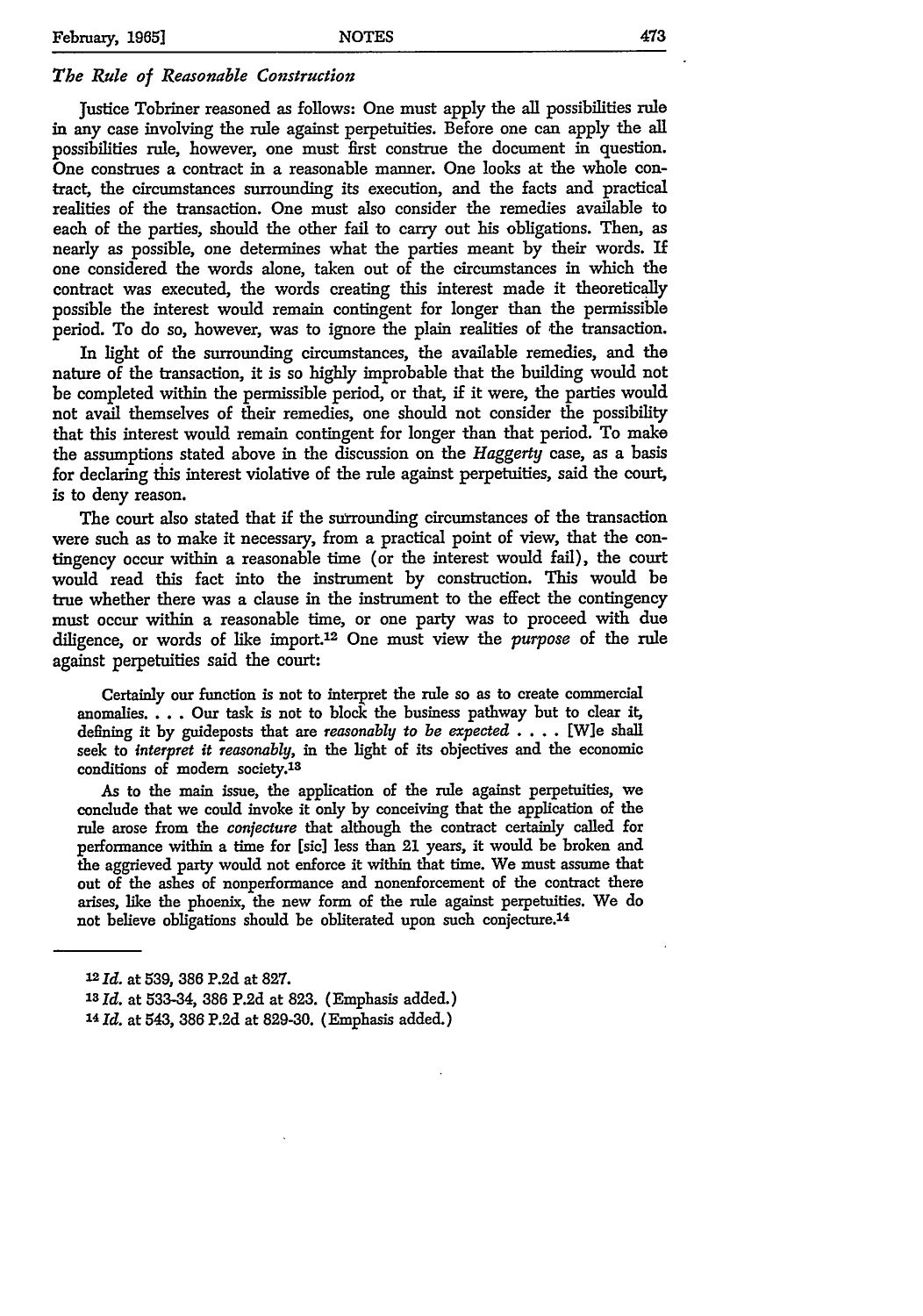### *The Rule of Reasonable Construction*

Justice Tobriner reasoned as follows: One must apply the all possibilities rule in any case involving the rule against perpetuities. Before one can apply the all possibilities rule, however, one must first construe the document in question. One construes a contract in a reasonable manner. One looks at the whole contract, the circumstances surrounding its execution, and the facts and practical realities of the transaction. One must also consider the remedies available to each of the parties, should the other fail to carry out his obligations. Then, as nearly as possible, one determines what the parties meant by their words. If one considered the words alone, taken out of the circumstances in which the contract was executed, the words creating this interest made it theoretically possible the interest would remain contingent for longer than the permissible period. To do so, however, was to ignore the plain realities of the transaction.

In light of the surrounding circumstances, the available remedies, and the nature of the transaction, it is so highly improbable that the building would not be completed within the permissible period, or that, if it were, the parties would not avail themselves of their remedies, one should not consider the possibility that this interest would remain contingent for longer than that period. To make the assumptions stated above in the discussion on the *Haggerty* case, as a basis for declaring this interest violative of the rule against perpetuities, said the court, is to deny reason.

The court also stated that if the surrounding circumstances of the transaction were such as to make it necessary, from a practical point of view, that the contingency occur within a reasonable time (or the interest would fail), the court would read this fact into the instrument by construction. This would be true whether there was a clause in the instrument to the effect the contingency must occur within a reasonable time, or one party was to proceed with due diligence, or words of like import.[12] One must view the *purpose* of the rule against perpetuities said the court:

> Certainly our function is not to interpret the rule so as to create commercial anomalies. . . . Our task is not to block the business pathway but to clear it, defining it by guideposts that are *reasonably to be expected* . . . . [W]e shall seek to *interpret it reasonably*, in the light of its objectives and the economic conditions of modern society.[13]
>
> As to the main issue, the application of the rule against perpetuities, we conclude that we could invoke it only by conceiving that the application of the rule arose from the *conjecture* that although the contract certainly called for performance within a time for [sic] less than 21 years, it would be broken and the aggrieved party would not enforce it within that time. We must assume that out of the ashes of nonperformance and nonenforcement of the contract there arises, like the phoenix, the new form of the rule against perpetuities. We do not believe obligations should be obliterated upon such conjecture.[14]

---

[12] *Id.* at 539, 386 P.2d at 827.

[13] *Id.* at 533-34, 386 P.2d at 823. (Emphasis added.)

[14] *Id.* at 543, 386 P.2d at 829-30. (Emphasis added.)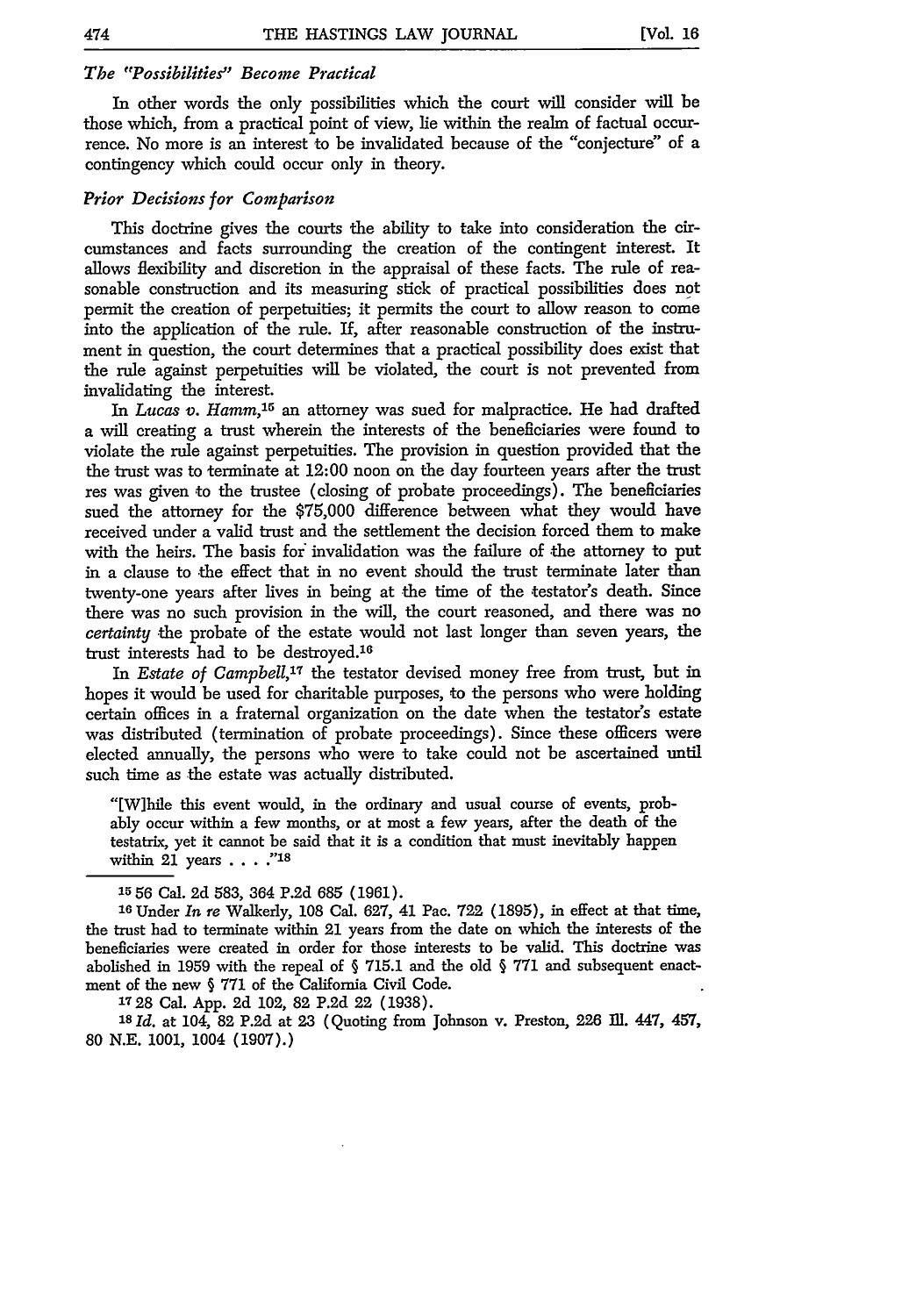### *The "Possibilities" Become Practical*

In other words the only possibilities which the court will consider will be those which, from a practical point of view, lie within the realm of factual occurrence. No more is an interest to be invalidated because of the "conjecture" of a contingency which could occur only in theory.

### *Prior Decisions for Comparison*

This doctrine gives the courts the ability to take into consideration the circumstances and facts surrounding the creation of the contingent interest. It allows flexibility and discretion in the appraisal of these facts. The rule of reasonable construction and its measuring stick of practical possibilities does not permit the creation of perpetuities; it permits the court to allow reason to come into the application of the rule. If, after reasonable construction of the instrument in question, the court determines that a practical possibility does exist that the rule against perpetuities will be violated, the court is not prevented from invalidating the interest.

In *Lucas v. Hamm*,[15] an attorney was sued for malpractice. He had drafted a will creating a trust wherein the interests of the beneficiaries were found to violate the rule against perpetuities. The provision in question provided that the the trust was to terminate at 12:00 noon on the day fourteen years after the trust res was given to the trustee (closing of probate proceedings). The beneficiaries sued the attorney for the $75,000 difference between what they would have received under a valid trust and the settlement the decision forced them to make with the heirs. The basis for invalidation was the failure of the attorney to put in a clause to the effect that in no event should the trust terminate later than twenty-one years after lives in being at the time of the testator's death. Since there was no such provision in the will, the court reasoned, and there was no *certainty* the probate of the estate would not last longer than seven years, the trust interests had to be destroyed.[16]

In *Estate of Campbell*,[17] the testator devised money free from trust, but in hopes it would be used for charitable purposes, to the persons who were holding certain offices in a fraternal organization on the date when the testator's estate was distributed (termination of probate proceedings). Since these officers were elected annually, the persons who were to take could not be ascertained until such time as the estate was actually distributed.

> "[W]hile this event would, in the ordinary and usual course of events, probably occur within a few months, or at most a few years, after the death of the testatrix, yet it cannot be said that it is a condition that must inevitably happen within 21 years . . . ."[18]

---

[15] 56 Cal. 2d 583, 364 P.2d 685 (1961).

[16] Under *In re* Walkerly, 108 Cal. 627, 41 Pac. 722 (1895), in effect at that time, the trust had to terminate within 21 years from the date on which the interests of the beneficiaries were created in order for those interests to be valid. This doctrine was abolished in 1959 with the repeal of § 715.1 and the old § 771 and subsequent enactment of the new § 771 of the California Civil Code.

[17] 28 Cal. App. 2d 102, 82 P.2d 22 (1938).

[18] *Id.* at 104, 82 P.2d at 23 (Quoting from Johnson v. Preston, 226 Ill. 447, 457, 80 N.E. 1001, 1004 (1907).)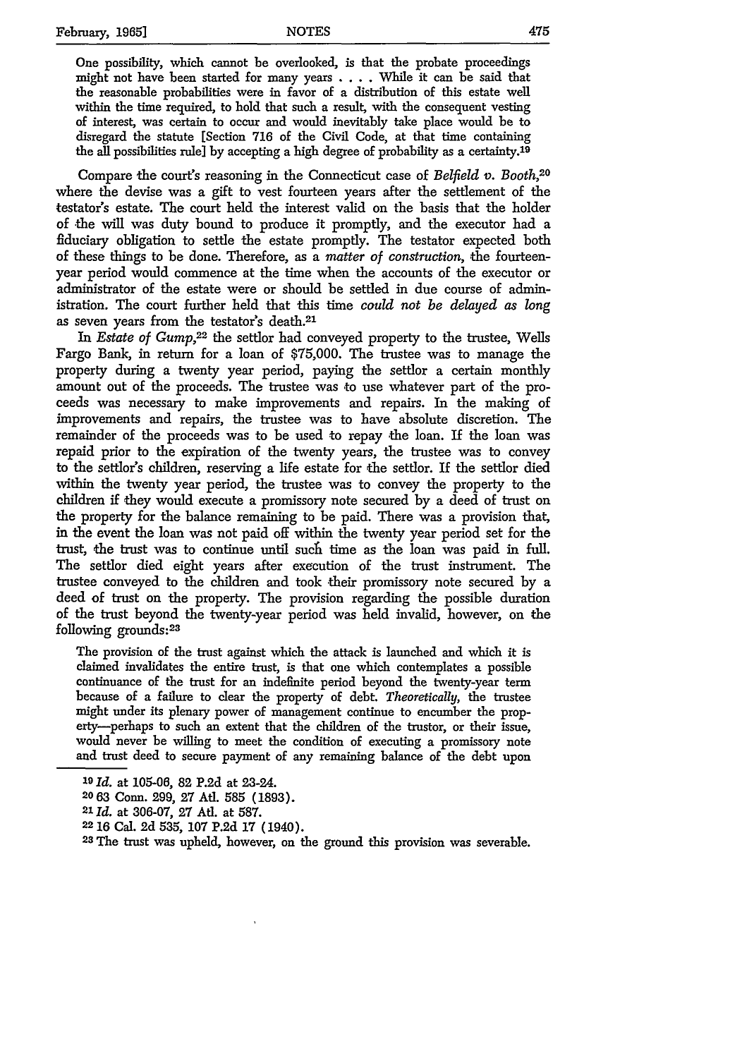> One possibility, which cannot be overlooked, is that the probate proceedings might not have been started for many years . . . . While it can be said that the reasonable probabilities were in favor of a distribution of this estate well within the time required, to hold that such a result, with the consequent vesting of interest, was certain to occur and would inevitably take place would be to disregard the statute [Section 716 of the Civil Code, at that time containing the all possibilities rule] by accepting a high degree of probability as a certainty.[19]

Compare the court's reasoning in the Connecticut case of *Belfield v. Booth*,[20] where the devise was a gift to vest fourteen years after the settlement of the testator's estate. The court held the interest valid on the basis that the holder of the will was duty bound to produce it promptly, and the executor had a fiduciary obligation to settle the estate promptly. The testator expected both of these things to be done. Therefore, as a *matter of construction*, the fourteen-year period would commence at the time when the accounts of the executor or administrator of the estate were or should be settled in due course of administration. The court further held that this time *could not be delayed as long* as seven years from the testator's death.[21]

In *Estate of Gump*,[22] the settlor had conveyed property to the trustee, Wells Fargo Bank, in return for a loan of $75,000. The trustee was to manage the property during a twenty year period, paying the settlor a certain monthly amount out of the proceeds. The trustee was to use whatever part of the proceeds was necessary to make improvements and repairs. In the making of improvements and repairs, the trustee was to have absolute discretion. The remainder of the proceeds was to be used to repay the loan. If the loan was repaid prior to the expiration of the twenty years, the trustee was to convey to the settlor's children, reserving a life estate for the settlor. If the settlor died within the twenty year period, the trustee was to convey the property to the children if they would execute a promissory note secured by a deed of trust on the property for the balance remaining to be paid. There was a provision that, in the event the loan was not paid off within the twenty year period set for the trust, the trust was to continue until such time as the loan was paid in full. The settlor died eight years after execution of the trust instrument. The trustee conveyed to the children and took their promissory note secured by a deed of trust on the property. The provision regarding the possible duration of the trust beyond the twenty-year period was held invalid, however, on the following grounds:[23]

> The provision of the trust against which the attack is launched and which it is claimed invalidates the entire trust, is that one which contemplates a possible continuance of the trust for an indefinite period beyond the twenty-year term because of a failure to clear the property of debt. *Theoretically*, the trustee might under its plenary power of management continue to encumber the property—perhaps to such an extent that the children of the trustor, or their issue, would never be willing to meet the condition of executing a promissory note and trust deed to secure payment of any remaining balance of the debt upon

---

[19] *Id.* at 105-06, 82 P.2d at 23-24.

[20] 63 Conn. 299, 27 Atl. 585 (1893).

[21] *Id.* at 306-07, 27 Atl. at 587.

[22] 16 Cal. 2d 535, 107 P.2d 17 (1940).

[23] The trust was upheld, however, on the ground this provision was severable.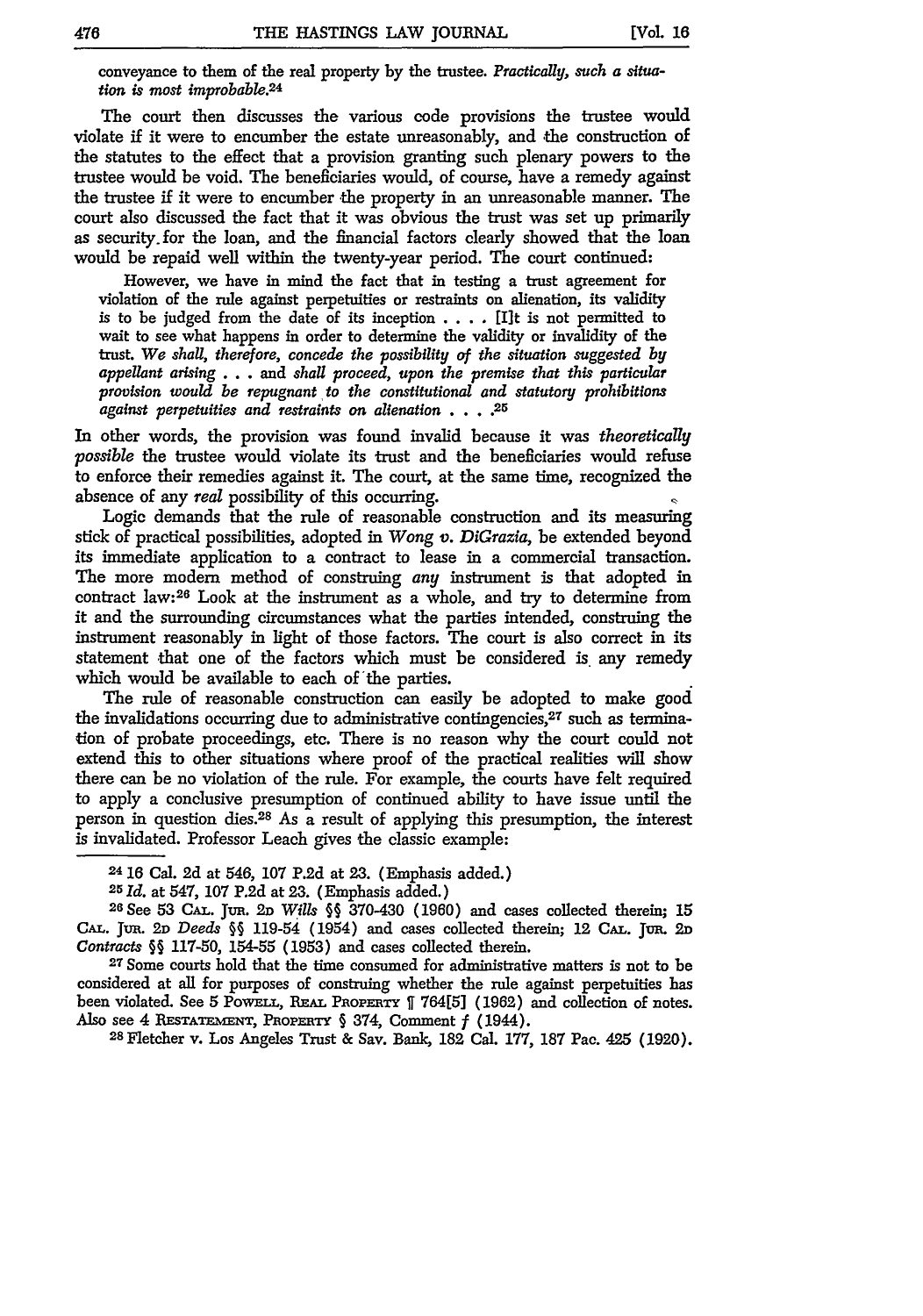conveyance to them of the real property by the trustee. *Practically, such a situation is most improbable.*[24]

The court then discusses the various code provisions the trustee would violate if it were to encumber the estate unreasonably, and the construction of the statutes to the effect that a provision granting such plenary powers to the trustee would be void. The beneficiaries would, of course, have a remedy against the trustee if it were to encumber the property in an unreasonable manner. The court also discussed the fact that it was obvious the trust was set up primarily as security for the loan, and the financial factors clearly showed that the loan would be repaid well within the twenty-year period. The court continued:

> However, we have in mind the fact that in testing a trust agreement for violation of the rule against perpetuities or restraints on alienation, its validity is to be judged from the date of its inception . . . . [I]t is not permitted to wait to see what happens in order to determine the validity or invalidity of the trust. *We shall, therefore, concede the possibility of the situation suggested by appellant arising* . . . and *shall proceed, upon the premise that this particular provision would be repugnant to the constitutional and statutory prohibitions against perpetuities and restraints on alienation* . . . .[25]

In other words, the provision was found invalid because it was *theoretically possible* the trustee would violate its trust and the beneficiaries would refuse to enforce their remedies against it. The court, at the same time, recognized the absence of any *real* possibility of this occurring.

Logic demands that the rule of reasonable construction and its measuring stick of practical possibilities, adopted in *Wong v. DiGrazia*, be extended beyond its immediate application to a contract to lease in a commercial transaction. The more modern method of construing *any* instrument is that adopted in contract law:[26] Look at the instrument as a whole, and try to determine from it and the surrounding circumstances what the parties intended, construing the instrument reasonably in light of those factors. The court is also correct in its statement that one of the factors which must be considered is any remedy which would be available to each of the parties.

The rule of reasonable construction can easily be adopted to make good the invalidations occurring due to administrative contingencies,[27] such as termination of probate proceedings, etc. There is no reason why the court could not extend this to other situations where proof of the practical realities will show there can be no violation of the rule. For example, the courts have felt required to apply a conclusive presumption of continued ability to have issue until the person in question dies.[28] As a result of applying this presumption, the interest is invalidated. Professor Leach gives the classic example:

---

[24] 16 Cal. 2d at 546, 107 P.2d at 23. (Emphasis added.)

[25] *Id.* at 547, 107 P.2d at 23. (Emphasis added.)

[26] See 53 CAL. JUR. 2D *Wills* §§ 370-430 (1960) and cases collected therein; 15 CAL. JUR. 2D *Deeds* §§ 119-54 (1954) and cases collected therein; 12 CAL. JUR. 2D *Contracts* §§ 117-50, 154-55 (1953) and cases collected therein.

[27] Some courts hold that the time consumed for administrative matters is not to be considered at all for purposes of construing whether the rule against perpetuities has been violated. See 5 POWELL, REAL PROPERTY ¶ 764[5] (1962) and collection of notes. Also see 4 RESTATEMENT, PROPERTY § 374, Comment *f* (1944).

[28] Fletcher v. Los Angeles Trust & Sav. Bank, 182 Cal. 177, 187 Pac. 425 (1920).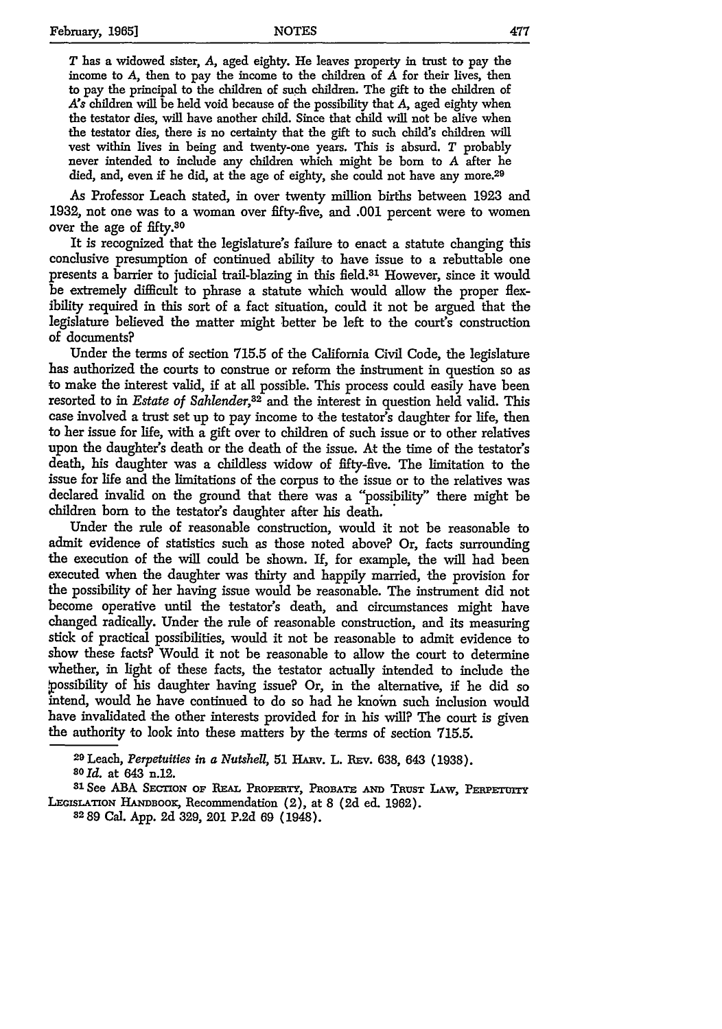> *T* has a widowed sister, *A*, aged eighty. He leaves property in trust to pay the income to *A*, then to pay the income to the children of *A* for their lives, then to pay the principal to the children of such children. The gift to the children of *A's* children will be held void because of the possibility that *A*, aged eighty when the testator dies, will have another child. Since that child will not be alive when the testator dies, there is no certainty that the gift to such child's children will vest within lives in being and twenty-one years. This is absurd. *T* probably never intended to include any children which might be born to *A* after he died, and, even if he did, at the age of eighty, she could not have any more.[29]

As Professor Leach stated, in over twenty million births between 1923 and 1932, not one was to a woman over fifty-five, and .001 percent were to women over the age of fifty.[30]

It is recognized that the legislature's failure to enact a statute changing this conclusive presumption of continued ability to have issue to a rebuttable one presents a barrier to judicial trail-blazing in this field.[31] However, since it would be extremely difficult to phrase a statute which would allow the proper flexibility required in this sort of a fact situation, could it not be argued that the legislature believed the matter might better be left to the court's construction of documents?

Under the terms of section 715.5 of the California Civil Code, the legislature has authorized the courts to construe or reform the instrument in question so as to make the interest valid, if at all possible. This process could easily have been resorted to in *Estate of Sahlender*,[32] and the interest in question held valid. This case involved a trust set up to pay income to the testator's daughter for life, then to her issue for life, with a gift over to children of such issue or to other relatives upon the daughter's death or the death of the issue. At the time of the testator's death, his daughter was a childless widow of fifty-five. The limitation to the issue for life and the limitations of the corpus to the issue or to the relatives was declared invalid on the ground that there was a "possibility" there might be children born to the testator's daughter after his death.

Under the rule of reasonable construction, would it not be reasonable to admit evidence of statistics such as those noted above? Or, facts surrounding the execution of the will could be shown. If, for example, the will had been executed when the daughter was thirty and happily married, the provision for the possibility of her having issue would be reasonable. The instrument did not become operative until the testator's death, and circumstances might have changed radically. Under the rule of reasonable construction, and its measuring stick of practical possibilities, would it not be reasonable to admit evidence to show these facts? Would it not be reasonable to allow the court to determine whether, in light of these facts, the testator actually intended to include the possibility of his daughter having issue? Or, in the alternative, if he did so intend, would he have continued to do so had he known such inclusion would have invalidated the other interests provided for in his will? The court is given the authority to look into these matters by the terms of section 715.5.

---

[29] Leach, *Perpetuities in a Nutshell*, 51 HARV. L. REV. 638, 643 (1938).

[30] *Id.* at 643 n.12.

[31] See ABA SECTION OF REAL PROPERTY, PROBATE AND TRUST LAW, PERPETUITY LEGISLATION HANDBOOK, Recommendation (2), at 8 (2d ed. 1962).

[32] 89 Cal. App. 2d 329, 201 P.2d 69 (1948).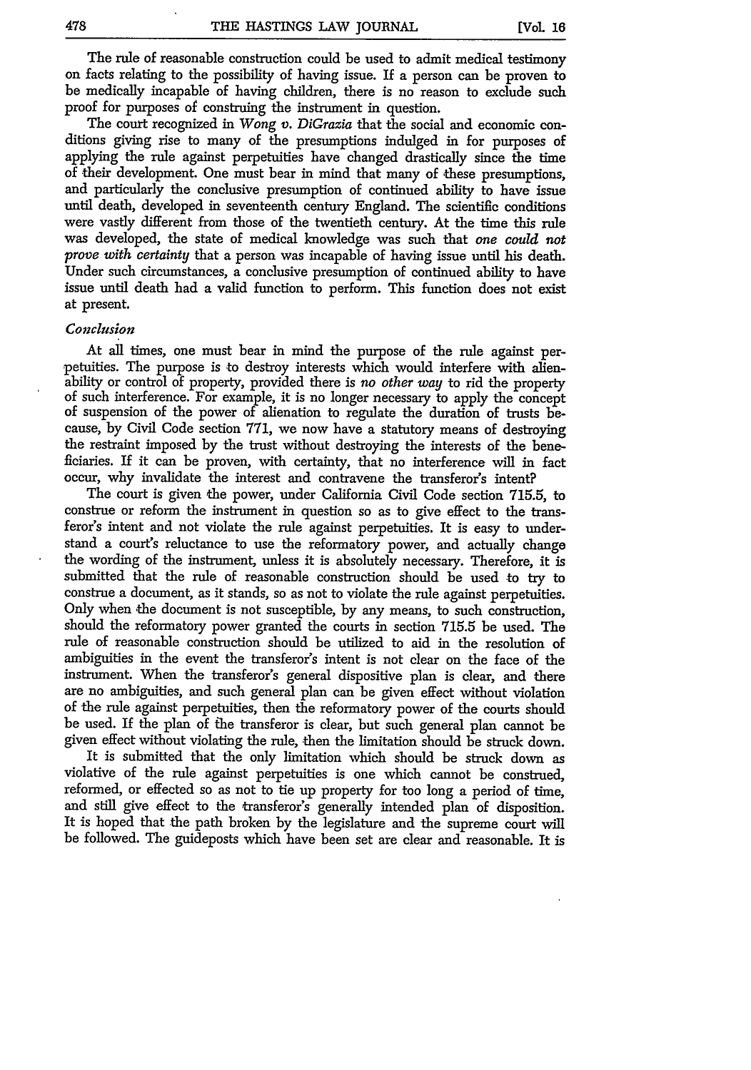The rule of reasonable construction could be used to admit medical testimony on facts relating to the possibility of having issue. If a person can be proven to be medically incapable of having children, there is no reason to exclude such proof for purposes of construing the instrument in question.

The court recognized in *Wong v. DiGrazia* that the social and economic conditions giving rise to many of the presumptions indulged in for purposes of applying the rule against perpetuities have changed drastically since the time of their development. One must bear in mind that many of these presumptions, and particularly the conclusive presumption of continued ability to have issue until death, developed in seventeenth century England. The scientific conditions were vastly different from those of the twentieth century. At the time this rule was developed, the state of medical knowledge was such that *one could not prove with certainty* that a person was incapable of having issue until his death. Under such circumstances, a conclusive presumption of continued ability to have issue until death had a valid function to perform. This function does not exist at present.

### *Conclusion*

At all times, one must bear in mind the purpose of the rule against perpetuities. The purpose is to destroy interests which would interfere with alienability or control of property, provided there is *no other way* to rid the property of such interference. For example, it is no longer necessary to apply the concept of suspension of the power of alienation to regulate the duration of trusts because, by Civil Code section 771, we now have a statutory means of destroying the restraint imposed by the trust without destroying the interests of the beneficiaries. If it can be proven, with certainty, that no interference will in fact occur, why invalidate the interest and contravene the transferor's intent?

The court is given the power, under California Civil Code section 715.5, to construe or reform the instrument in question so as to give effect to the transferor's intent and not violate the rule against perpetuities. It is easy to understand a court's reluctance to use the reformatory power, and actually change the wording of the instrument, unless it is absolutely necessary. Therefore, it is submitted that the rule of reasonable construction should be used to try to construe a document, as it stands, so as not to violate the rule against perpetuities. Only when the document is not susceptible, by any means, to such construction, should the reformatory power granted the courts in section 715.5 be used. The rule of reasonable construction should be utilized to aid in the resolution of ambiguities in the event the transferor's intent is not clear on the face of the instrument. When the transferor's general dispositive plan is clear, and there are no ambiguities, and such general plan can be given effect without violation of the rule against perpetuities, then the reformatory power of the courts should be used. If the plan of the transferor is clear, but such general plan cannot be given effect without violating the rule, then the limitation should be struck down.

It is submitted that the only limitation which should be struck down as violative of the rule against perpetuities is one which cannot be construed, reformed, or effected so as not to tie up property for too long a period of time, and still give effect to the transferor's generally intended plan of disposition. It is hoped that the path broken by the legislature and the supreme court will be followed. The guideposts which have been set are clear and reasonable. It is